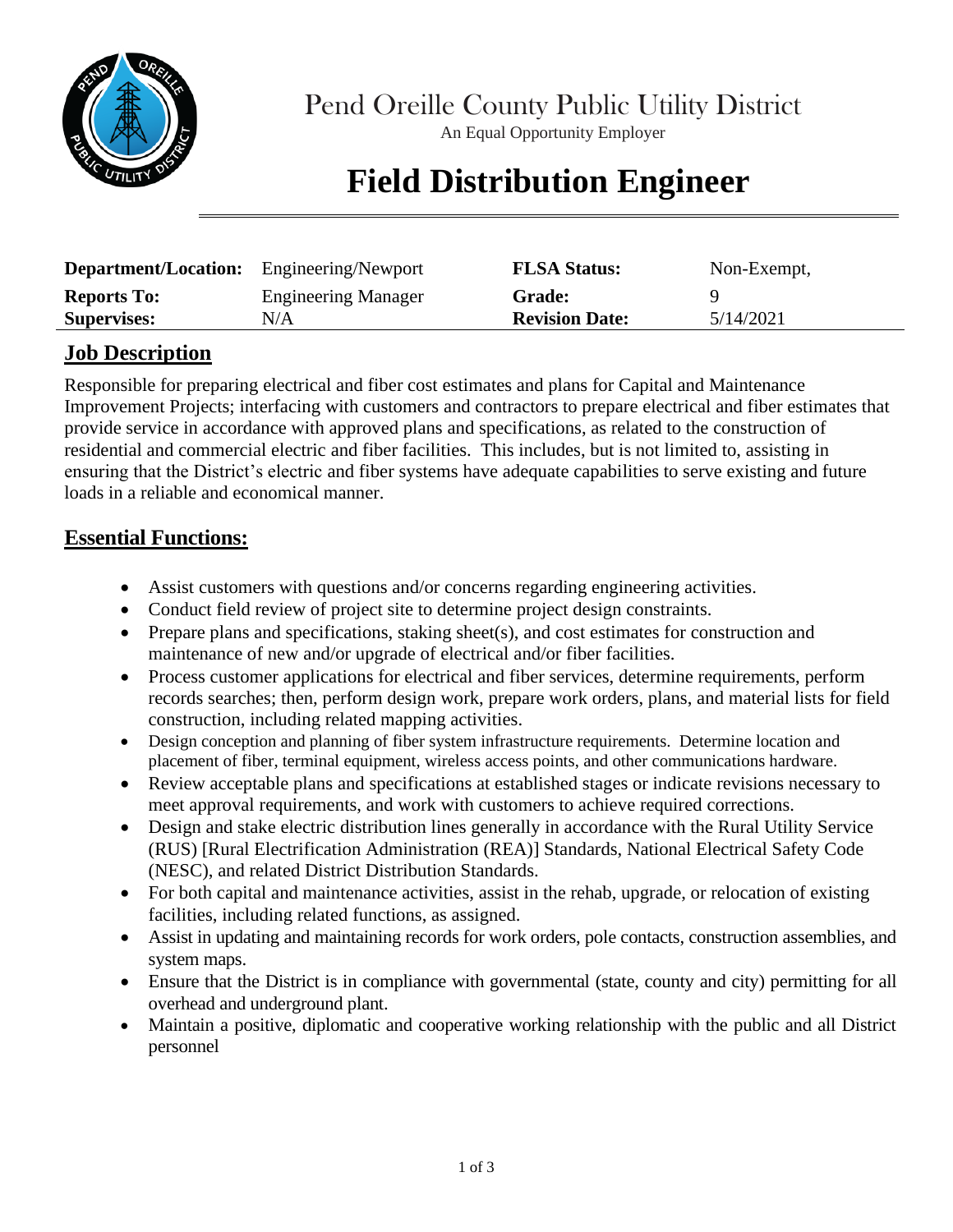Pend Oreille County Public Utility District

An Equal Opportunity Employer

# Field Distribution Engineer

| | | | |
|---|---|---|---|
| **Department/Location:** | Engineering/Newport | **FLSA Status:** | Non-Exempt, |
| **Reports To:** | Engineering Manager | **Grade:** | 9 |
| **Supervises:** | N/A | **Revision Date:** | 5/14/2021 |

## Job Description

Responsible for preparing electrical and fiber cost estimates and plans for Capital and Maintenance Improvement Projects; interfacing with customers and contractors to prepare electrical and fiber estimates that provide service in accordance with approved plans and specifications, as related to the construction of residential and commercial electric and fiber facilities. This includes, but is not limited to, assisting in ensuring that the District's electric and fiber systems have adequate capabilities to serve existing and future loads in a reliable and economical manner.

## Essential Functions:

- Assist customers with questions and/or concerns regarding engineering activities.
- Conduct field review of project site to determine project design constraints.
- Prepare plans and specifications, staking sheet(s), and cost estimates for construction and maintenance of new and/or upgrade of electrical and/or fiber facilities.
- Process customer applications for electrical and fiber services, determine requirements, perform records searches; then, perform design work, prepare work orders, plans, and material lists for field construction, including related mapping activities.
- Design conception and planning of fiber system infrastructure requirements. Determine location and placement of fiber, terminal equipment, wireless access points, and other communications hardware.
- Review acceptable plans and specifications at established stages or indicate revisions necessary to meet approval requirements, and work with customers to achieve required corrections.
- Design and stake electric distribution lines generally in accordance with the Rural Utility Service (RUS) [Rural Electrification Administration (REA)] Standards, National Electrical Safety Code (NESC), and related District Distribution Standards.
- For both capital and maintenance activities, assist in the rehab, upgrade, or relocation of existing facilities, including related functions, as assigned.
- Assist in updating and maintaining records for work orders, pole contacts, construction assemblies, and system maps.
- Ensure that the District is in compliance with governmental (state, county and city) permitting for all overhead and underground plant.
- Maintain a positive, diplomatic and cooperative working relationship with the public and all District personnel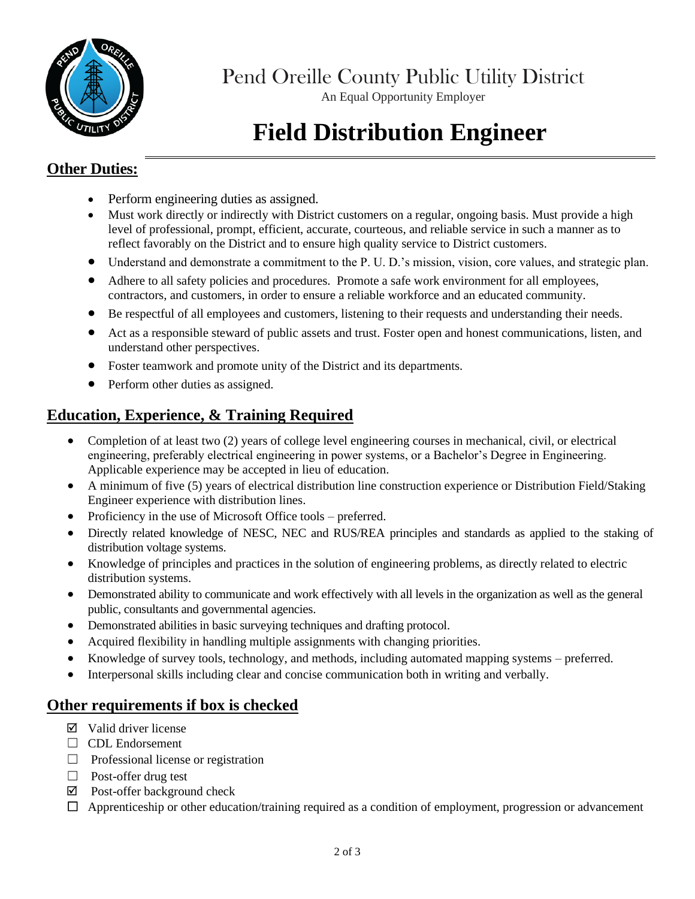# Pend Oreille County Public Utility District

An Equal Opportunity Employer

# Field Distribution Engineer

## Other Duties:

- Perform engineering duties as assigned.
- Must work directly or indirectly with District customers on a regular, ongoing basis. Must provide a high level of professional, prompt, efficient, accurate, courteous, and reliable service in such a manner as to reflect favorably on the District and to ensure high quality service to District customers.
- Understand and demonstrate a commitment to the P. U. D.'s mission, vision, core values, and strategic plan.
- Adhere to all safety policies and procedures. Promote a safe work environment for all employees, contractors, and customers, in order to ensure a reliable workforce and an educated community.
- Be respectful of all employees and customers, listening to their requests and understanding their needs.
- Act as a responsible steward of public assets and trust. Foster open and honest communications, listen, and understand other perspectives.
- Foster teamwork and promote unity of the District and its departments.
- Perform other duties as assigned.

## Education, Experience, & Training Required

- Completion of at least two (2) years of college level engineering courses in mechanical, civil, or electrical engineering, preferably electrical engineering in power systems, or a Bachelor's Degree in Engineering. Applicable experience may be accepted in lieu of education.
- A minimum of five (5) years of electrical distribution line construction experience or Distribution Field/Staking Engineer experience with distribution lines.
- Proficiency in the use of Microsoft Office tools – preferred.
- Directly related knowledge of NESC, NEC and RUS/REA principles and standards as applied to the staking of distribution voltage systems.
- Knowledge of principles and practices in the solution of engineering problems, as directly related to electric distribution systems.
- Demonstrated ability to communicate and work effectively with all levels in the organization as well as the general public, consultants and governmental agencies.
- Demonstrated abilities in basic surveying techniques and drafting protocol.
- Acquired flexibility in handling multiple assignments with changing priorities.
- Knowledge of survey tools, technology, and methods, including automated mapping systems – preferred.
- Interpersonal skills including clear and concise communication both in writing and verbally.

## Other requirements if box is checked

- ☑ Valid driver license
- ☐ CDL Endorsement
- ☐ Professional license or registration
- ☐ Post-offer drug test
- ☑ Post-offer background check
- ☐ Apprenticeship or other education/training required as a condition of employment, progression or advancement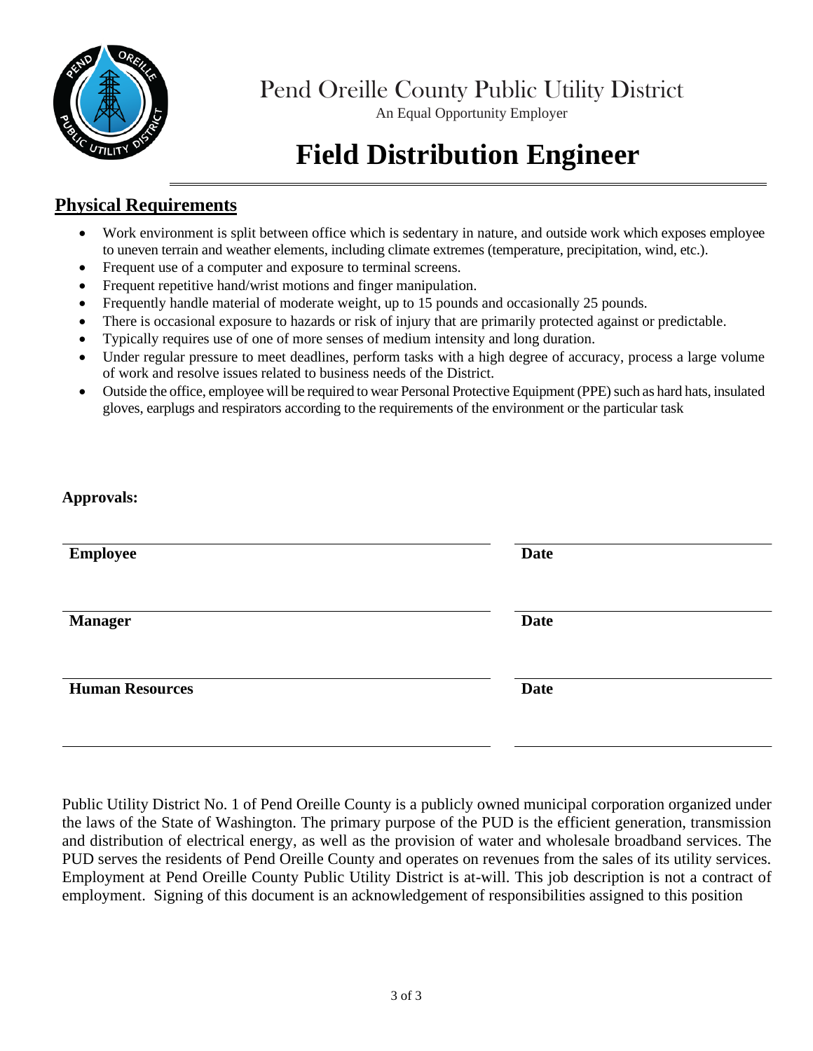Pend Oreille County Public Utility District

An Equal Opportunity Employer

# Field Distribution Engineer

## Physical Requirements

- Work environment is split between office which is sedentary in nature, and outside work which exposes employee to uneven terrain and weather elements, including climate extremes (temperature, precipitation, wind, etc.).
- Frequent use of a computer and exposure to terminal screens.
- Frequent repetitive hand/wrist motions and finger manipulation.
- Frequently handle material of moderate weight, up to 15 pounds and occasionally 25 pounds.
- There is occasional exposure to hazards or risk of injury that are primarily protected against or predictable.
- Typically requires use of one of more senses of medium intensity and long duration.
- Under regular pressure to meet deadlines, perform tasks with a high degree of accuracy, process a large volume of work and resolve issues related to business needs of the District.
- Outside the office, employee will be required to wear Personal Protective Equipment (PPE) such as hard hats, insulated gloves, earplugs and respirators according to the requirements of the environment or the particular task

**Approvals:**

| | |
|---|---|
| **Employee** | **Date** |
| **Manager** | **Date** |
| **Human Resources** | **Date** |

Public Utility District No. 1 of Pend Oreille County is a publicly owned municipal corporation organized under the laws of the State of Washington. The primary purpose of the PUD is the efficient generation, transmission and distribution of electrical energy, as well as the provision of water and wholesale broadband services. The PUD serves the residents of Pend Oreille County and operates on revenues from the sales of its utility services. Employment at Pend Oreille County Public Utility District is at-will. This job description is not a contract of employment. Signing of this document is an acknowledgement of responsibilities assigned to this position